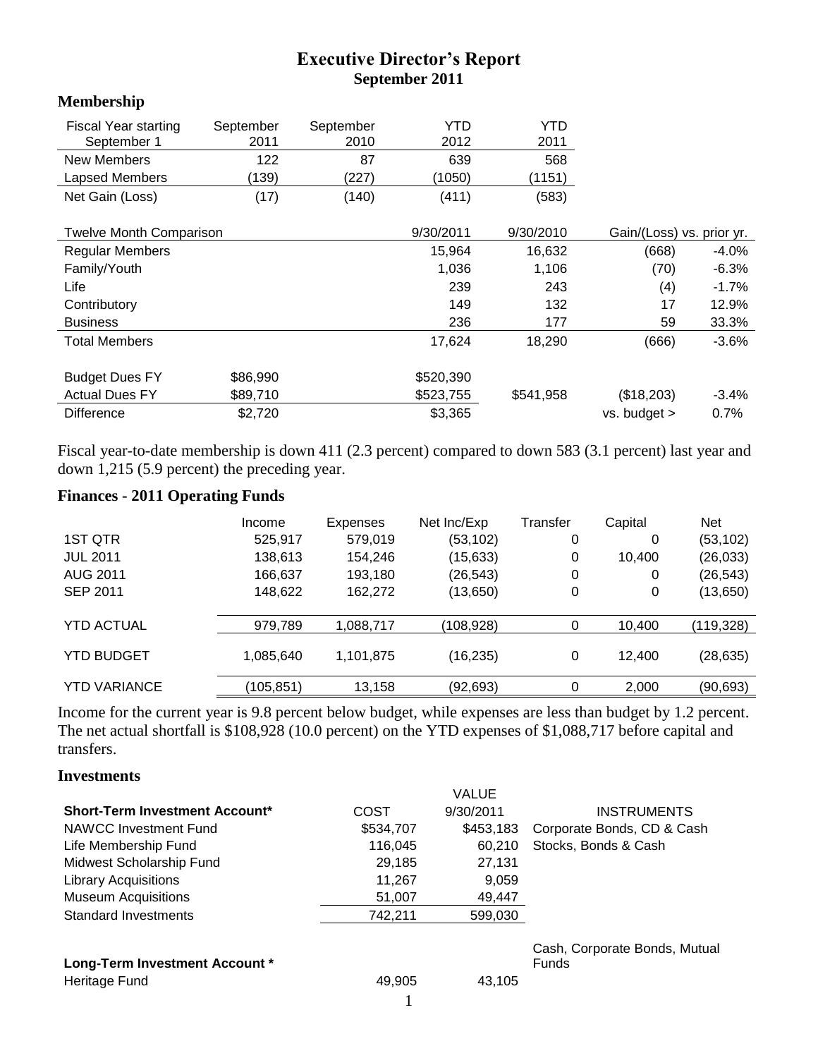# Executive Director's Report

## September 2011

### Membership

| Fiscal Year starting September 1 | September 2011 | September 2010 | YTD 2012 | YTD 2011 |
|---|---|---|---|---|
| New Members | 122 | 87 | 639 | 568 |
| Lapsed Members | (139) | (227) | (1050) | (1151) |
| Net Gain (Loss) | (17) | (140) | (411) | (583) |

| Twelve Month Comparison | | 9/30/2011 | 9/30/2010 | Gain/(Loss) vs. prior yr. | |
|---|---|---|---|---|---|
| Regular Members | | 15,964 | 16,632 | (668) | -4.0% |
| Family/Youth | | 1,036 | 1,106 | (70) | -6.3% |
| Life | | 239 | 243 | (4) | -1.7% |
| Contributory | | 149 | 132 | 17 | 12.9% |
| Business | | 236 | 177 | 59 | 33.3% |
| Total Members | | 17,624 | 18,290 | (666) | -3.6% |
| | | | | | |
| Budget Dues FY | $86,990 | $520,390 | | | |
| Actual Dues FY | $89,710 | $523,755 | $541,958 | ($18,203) | -3.4% |
| Difference | $2,720 | $3,365 | | vs. budget > | 0.7% |

Fiscal year-to-date membership is down 411 (2.3 percent) compared to down 583 (3.1 percent) last year and down 1,215 (5.9 percent) the preceding year.

### Finances - 2011 Operating Funds

| | Income | Expenses | Net Inc/Exp | Transfer | Capital | Net |
|---|---|---|---|---|---|---|
| 1ST QTR | 525,917 | 579,019 | (53,102) | 0 | 0 | (53,102) |
| JUL 2011 | 138,613 | 154,246 | (15,633) | 0 | 10,400 | (26,033) |
| AUG 2011 | 166,637 | 193,180 | (26,543) | 0 | 0 | (26,543) |
| SEP 2011 | 148,622 | 162,272 | (13,650) | 0 | 0 | (13,650) |
| YTD ACTUAL | 979,789 | 1,088,717 | (108,928) | 0 | 10,400 | (119,328) |
| YTD BUDGET | 1,085,640 | 1,101,875 | (16,235) | 0 | 12,400 | (28,635) |
| YTD VARIANCE | (105,851) | 13,158 | (92,693) | 0 | 2,000 | (90,693) |

Income for the current year is 9.8 percent below budget, while expenses are less than budget by 1.2 percent. The net actual shortfall is $108,928 (10.0 percent) on the YTD expenses of $1,088,717 before capital and transfers.

### Investments

| Short-Term Investment Account* | COST | VALUE 9/30/2011 | INSTRUMENTS |
|---|---|---|---|
| NAWCC Investment Fund | $534,707 | $453,183 | Corporate Bonds, CD & Cash |
| Life Membership Fund | 116,045 | 60,210 | Stocks, Bonds & Cash |
| Midwest Scholarship Fund | 29,185 | 27,131 | |
| Library Acquisitions | 11,267 | 9,059 | |
| Museum Acquisitions | 51,007 | 49,447 | |
| Standard Investments | 742,211 | 599,030 | |
| **Long-Term Investment Account *** | | | Cash, Corporate Bonds, Mutual Funds |
| Heritage Fund | 49,905 | 43,105 | |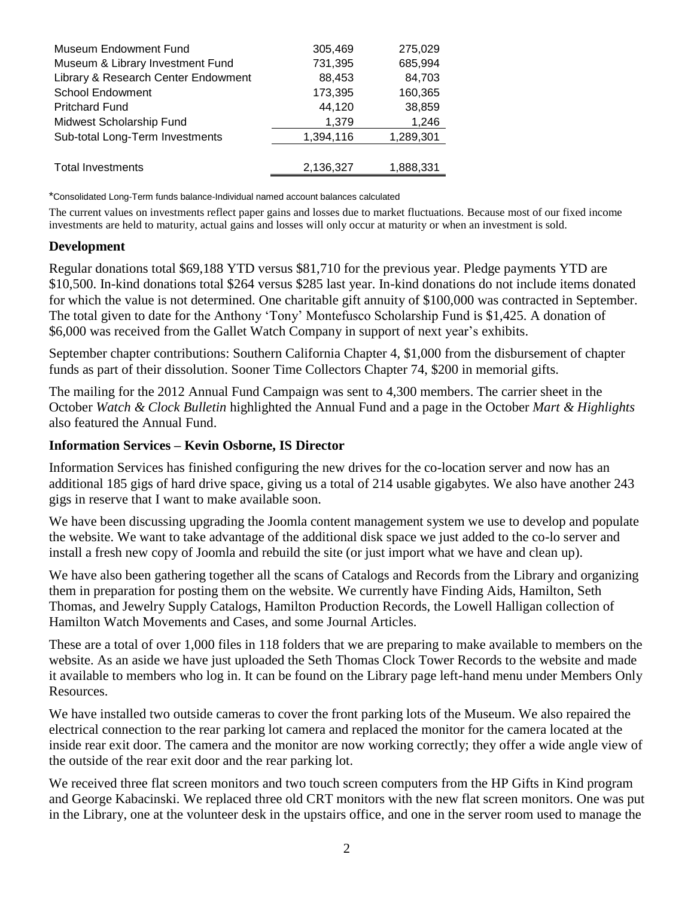| | | |
|---|---|---|
| Museum Endowment Fund | 305,469 | 275,029 |
| Museum & Library Investment Fund | 731,395 | 685,994 |
| Library & Research Center Endowment | 88,453 | 84,703 |
| School Endowment | 173,395 | 160,365 |
| Pritchard Fund | 44,120 | 38,859 |
| Midwest Scholarship Fund | 1,379 | 1,246 |
| Sub-total Long-Term Investments | 1,394,116 | 1,289,301 |
| | | |
| Total Investments | 2,136,327 | 1,888,331 |

*Consolidated Long-Term funds balance-Individual named account balances calculated

The current values on investments reflect paper gains and losses due to market fluctuations. Because most of our fixed income investments are held to maturity, actual gains and losses will only occur at maturity or when an investment is sold.

### Development

Regular donations total $69,188 YTD versus $81,710 for the previous year. Pledge payments YTD are $10,500. In-kind donations total $264 versus $285 last year. In-kind donations do not include items donated for which the value is not determined. One charitable gift annuity of $100,000 was contracted in September. The total given to date for the Anthony 'Tony' Montefusco Scholarship Fund is $1,425. A donation of $6,000 was received from the Gallet Watch Company in support of next year's exhibits.

September chapter contributions: Southern California Chapter 4, $1,000 from the disbursement of chapter funds as part of their dissolution. Sooner Time Collectors Chapter 74, $200 in memorial gifts.

The mailing for the 2012 Annual Fund Campaign was sent to 4,300 members. The carrier sheet in the October *Watch & Clock Bulletin* highlighted the Annual Fund and a page in the October *Mart & Highlights* also featured the Annual Fund.

### Information Services – Kevin Osborne, IS Director

Information Services has finished configuring the new drives for the co-location server and now has an additional 185 gigs of hard drive space, giving us a total of 214 usable gigabytes. We also have another 243 gigs in reserve that I want to make available soon.

We have been discussing upgrading the Joomla content management system we use to develop and populate the website. We want to take advantage of the additional disk space we just added to the co-lo server and install a fresh new copy of Joomla and rebuild the site (or just import what we have and clean up).

We have also been gathering together all the scans of Catalogs and Records from the Library and organizing them in preparation for posting them on the website. We currently have Finding Aids, Hamilton, Seth Thomas, and Jewelry Supply Catalogs, Hamilton Production Records, the Lowell Halligan collection of Hamilton Watch Movements and Cases, and some Journal Articles.

These are a total of over 1,000 files in 118 folders that we are preparing to make available to members on the website. As an aside we have just uploaded the Seth Thomas Clock Tower Records to the website and made it available to members who log in. It can be found on the Library page left-hand menu under Members Only Resources.

We have installed two outside cameras to cover the front parking lots of the Museum. We also repaired the electrical connection to the rear parking lot camera and replaced the monitor for the camera located at the inside rear exit door. The camera and the monitor are now working correctly; they offer a wide angle view of the outside of the rear exit door and the rear parking lot.

We received three flat screen monitors and two touch screen computers from the HP Gifts in Kind program and George Kabacinski. We replaced three old CRT monitors with the new flat screen monitors. One was put in the Library, one at the volunteer desk in the upstairs office, and one in the server room used to manage the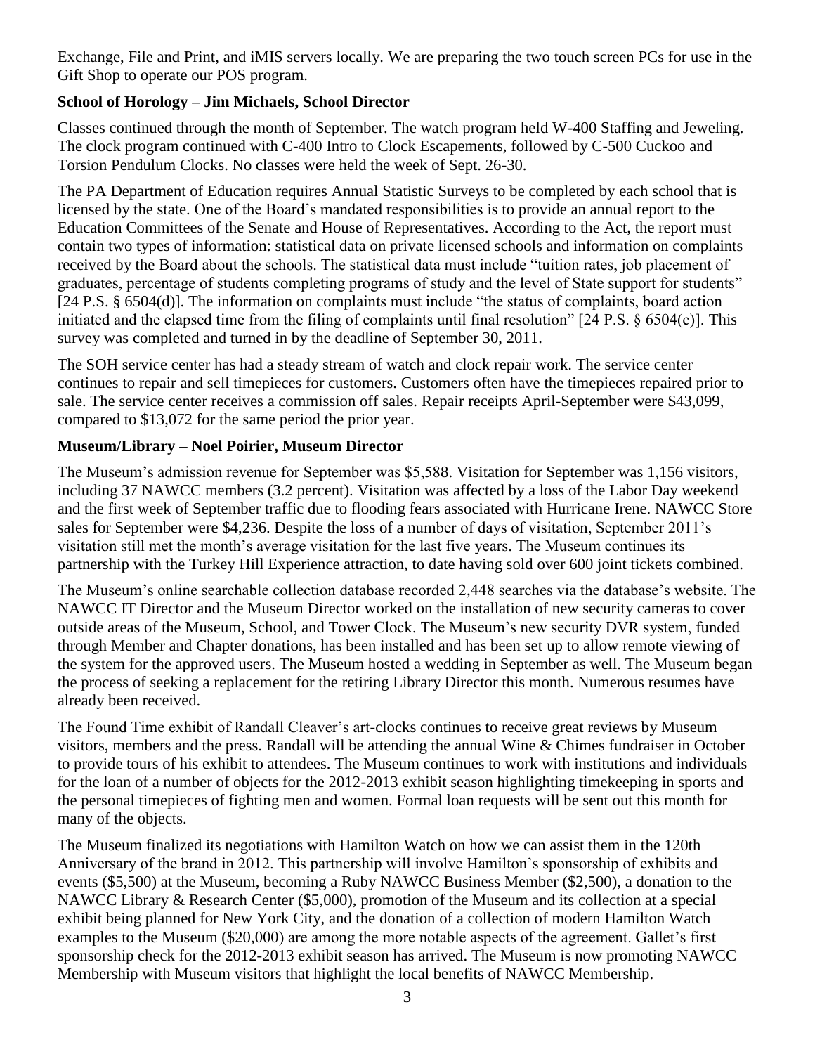Exchange, File and Print, and iMIS servers locally. We are preparing the two touch screen PCs for use in the Gift Shop to operate our POS program.

**School of Horology – Jim Michaels, School Director**

Classes continued through the month of September. The watch program held W-400 Staffing and Jeweling. The clock program continued with C-400 Intro to Clock Escapements, followed by C-500 Cuckoo and Torsion Pendulum Clocks. No classes were held the week of Sept. 26-30.

The PA Department of Education requires Annual Statistic Surveys to be completed by each school that is licensed by the state. One of the Board's mandated responsibilities is to provide an annual report to the Education Committees of the Senate and House of Representatives. According to the Act, the report must contain two types of information: statistical data on private licensed schools and information on complaints received by the Board about the schools. The statistical data must include "tuition rates, job placement of graduates, percentage of students completing programs of study and the level of State support for students" [24 P.S. § 6504(d)]. The information on complaints must include "the status of complaints, board action initiated and the elapsed time from the filing of complaints until final resolution" [24 P.S. § 6504(c)]. This survey was completed and turned in by the deadline of September 30, 2011.

The SOH service center has had a steady stream of watch and clock repair work. The service center continues to repair and sell timepieces for customers. Customers often have the timepieces repaired prior to sale. The service center receives a commission off sales. Repair receipts April-September were $43,099, compared to $13,072 for the same period the prior year.

**Museum/Library – Noel Poirier, Museum Director**

The Museum's admission revenue for September was $5,588. Visitation for September was 1,156 visitors, including 37 NAWCC members (3.2 percent). Visitation was affected by a loss of the Labor Day weekend and the first week of September traffic due to flooding fears associated with Hurricane Irene. NAWCC Store sales for September were $4,236. Despite the loss of a number of days of visitation, September 2011's visitation still met the month's average visitation for the last five years. The Museum continues its partnership with the Turkey Hill Experience attraction, to date having sold over 600 joint tickets combined.

The Museum's online searchable collection database recorded 2,448 searches via the database's website. The NAWCC IT Director and the Museum Director worked on the installation of new security cameras to cover outside areas of the Museum, School, and Tower Clock. The Museum's new security DVR system, funded through Member and Chapter donations, has been installed and has been set up to allow remote viewing of the system for the approved users. The Museum hosted a wedding in September as well. The Museum began the process of seeking a replacement for the retiring Library Director this month. Numerous resumes have already been received.

The Found Time exhibit of Randall Cleaver's art-clocks continues to receive great reviews by Museum visitors, members and the press. Randall will be attending the annual Wine & Chimes fundraiser in October to provide tours of his exhibit to attendees. The Museum continues to work with institutions and individuals for the loan of a number of objects for the 2012-2013 exhibit season highlighting timekeeping in sports and the personal timepieces of fighting men and women. Formal loan requests will be sent out this month for many of the objects.

The Museum finalized its negotiations with Hamilton Watch on how we can assist them in the 120th Anniversary of the brand in 2012. This partnership will involve Hamilton's sponsorship of exhibits and events ($5,500) at the Museum, becoming a Ruby NAWCC Business Member ($2,500), a donation to the NAWCC Library & Research Center ($5,000), promotion of the Museum and its collection at a special exhibit being planned for New York City, and the donation of a collection of modern Hamilton Watch examples to the Museum ($20,000) are among the more notable aspects of the agreement. Gallet's first sponsorship check for the 2012-2013 exhibit season has arrived. The Museum is now promoting NAWCC Membership with Museum visitors that highlight the local benefits of NAWCC Membership.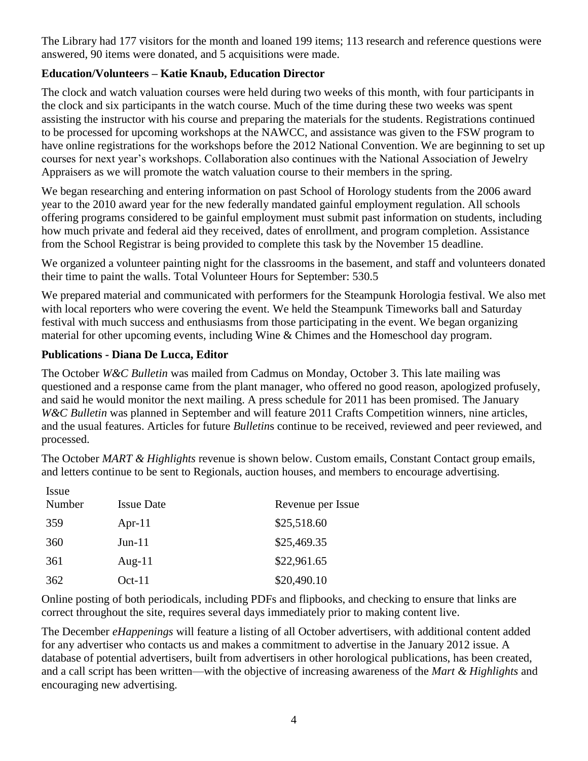The Library had 177 visitors for the month and loaned 199 items; 113 research and reference questions were answered, 90 items were donated, and 5 acquisitions were made.

**Education/Volunteers – Katie Knaub, Education Director**

The clock and watch valuation courses were held during two weeks of this month, with four participants in the clock and six participants in the watch course. Much of the time during these two weeks was spent assisting the instructor with his course and preparing the materials for the students. Registrations continued to be processed for upcoming workshops at the NAWCC, and assistance was given to the FSW program to have online registrations for the workshops before the 2012 National Convention. We are beginning to set up courses for next year's workshops. Collaboration also continues with the National Association of Jewelry Appraisers as we will promote the watch valuation course to their members in the spring.

We began researching and entering information on past School of Horology students from the 2006 award year to the 2010 award year for the new federally mandated gainful employment regulation. All schools offering programs considered to be gainful employment must submit past information on students, including how much private and federal aid they received, dates of enrollment, and program completion. Assistance from the School Registrar is being provided to complete this task by the November 15 deadline.

We organized a volunteer painting night for the classrooms in the basement, and staff and volunteers donated their time to paint the walls. Total Volunteer Hours for September: 530.5

We prepared material and communicated with performers for the Steampunk Horologia festival. We also met with local reporters who were covering the event. We held the Steampunk Timeworks ball and Saturday festival with much success and enthusiasms from those participating in the event. We began organizing material for other upcoming events, including Wine & Chimes and the Homeschool day program.

**Publications - Diana De Lucca, Editor**

The October *W&C Bulletin* was mailed from Cadmus on Monday, October 3. This late mailing was questioned and a response came from the plant manager, who offered no good reason, apologized profusely, and said he would monitor the next mailing. A press schedule for 2011 has been promised. The January *W&C Bulletin* was planned in September and will feature 2011 Crafts Competition winners, nine articles, and the usual features. Articles for future *Bulletin*s continue to be received, reviewed and peer reviewed, and processed.

The October *MART & Highlights* revenue is shown below. Custom emails, Constant Contact group emails, and letters continue to be sent to Regionals, auction houses, and members to encourage advertising.

| Issue Number | Issue Date | Revenue per Issue |
|---|---|---|
| 359 | Apr-11 | $25,518.60 |
| 360 | Jun-11 | $25,469.35 |
| 361 | Aug-11 | $22,961.65 |
| 362 | Oct-11 | $20,490.10 |

Online posting of both periodicals, including PDFs and flipbooks, and checking to ensure that links are correct throughout the site, requires several days immediately prior to making content live.

The December *eHappenings* will feature a listing of all October advertisers, with additional content added for any advertiser who contacts us and makes a commitment to advertise in the January 2012 issue. A database of potential advertisers, built from advertisers in other horological publications, has been created, and a call script has been written—with the objective of increasing awareness of the *Mart & Highlights* and encouraging new advertising.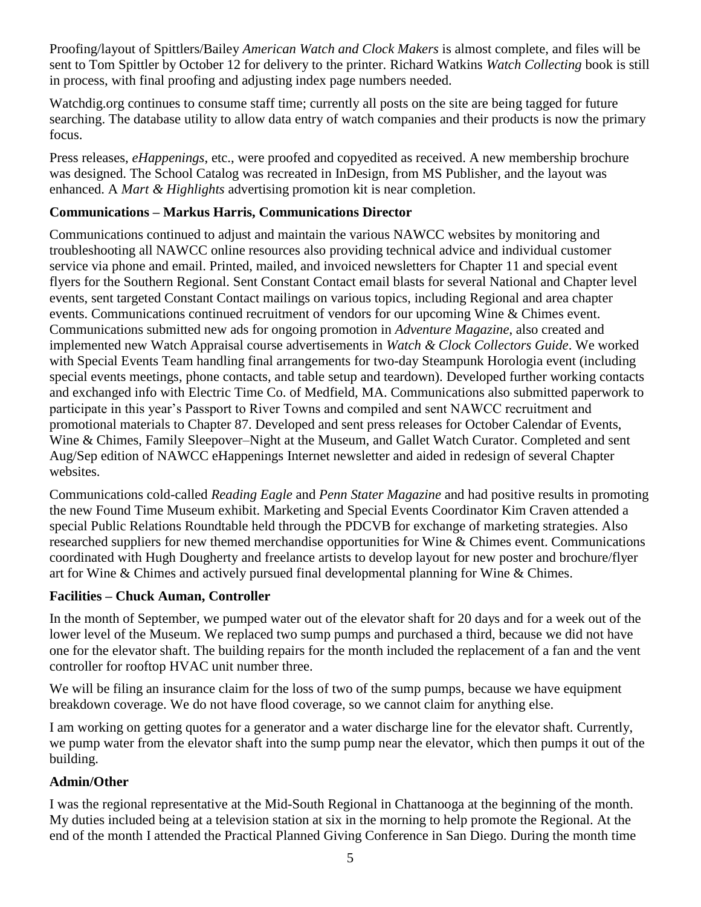Proofing/layout of Spittlers/Bailey *American Watch and Clock Makers* is almost complete, and files will be sent to Tom Spittler by October 12 for delivery to the printer. Richard Watkins *Watch Collecting* book is still in process, with final proofing and adjusting index page numbers needed.

Watchdig.org continues to consume staff time; currently all posts on the site are being tagged for future searching. The database utility to allow data entry of watch companies and their products is now the primary focus.

Press releases, *eHappenings*, etc., were proofed and copyedited as received. A new membership brochure was designed. The School Catalog was recreated in InDesign, from MS Publisher, and the layout was enhanced. A *Mart & Highlights* advertising promotion kit is near completion.

**Communications – Markus Harris, Communications Director**

Communications continued to adjust and maintain the various NAWCC websites by monitoring and troubleshooting all NAWCC online resources also providing technical advice and individual customer service via phone and email. Printed, mailed, and invoiced newsletters for Chapter 11 and special event flyers for the Southern Regional. Sent Constant Contact email blasts for several National and Chapter level events, sent targeted Constant Contact mailings on various topics, including Regional and area chapter events. Communications continued recruitment of vendors for our upcoming Wine & Chimes event. Communications submitted new ads for ongoing promotion in *Adventure Magazine*, also created and implemented new Watch Appraisal course advertisements in *Watch & Clock Collectors Guide*. We worked with Special Events Team handling final arrangements for two-day Steampunk Horologia event (including special events meetings, phone contacts, and table setup and teardown). Developed further working contacts and exchanged info with Electric Time Co. of Medfield, MA. Communications also submitted paperwork to participate in this year's Passport to River Towns and compiled and sent NAWCC recruitment and promotional materials to Chapter 87. Developed and sent press releases for October Calendar of Events, Wine & Chimes, Family Sleepover–Night at the Museum, and Gallet Watch Curator. Completed and sent Aug/Sep edition of NAWCC eHappenings Internet newsletter and aided in redesign of several Chapter websites.

Communications cold-called *Reading Eagle* and *Penn Stater Magazine* and had positive results in promoting the new Found Time Museum exhibit. Marketing and Special Events Coordinator Kim Craven attended a special Public Relations Roundtable held through the PDCVB for exchange of marketing strategies. Also researched suppliers for new themed merchandise opportunities for Wine & Chimes event. Communications coordinated with Hugh Dougherty and freelance artists to develop layout for new poster and brochure/flyer art for Wine & Chimes and actively pursued final developmental planning for Wine & Chimes.

**Facilities – Chuck Auman, Controller**

In the month of September, we pumped water out of the elevator shaft for 20 days and for a week out of the lower level of the Museum. We replaced two sump pumps and purchased a third, because we did not have one for the elevator shaft. The building repairs for the month included the replacement of a fan and the vent controller for rooftop HVAC unit number three.

We will be filing an insurance claim for the loss of two of the sump pumps, because we have equipment breakdown coverage. We do not have flood coverage, so we cannot claim for anything else.

I am working on getting quotes for a generator and a water discharge line for the elevator shaft. Currently, we pump water from the elevator shaft into the sump pump near the elevator, which then pumps it out of the building.

**Admin/Other**

I was the regional representative at the Mid-South Regional in Chattanooga at the beginning of the month. My duties included being at a television station at six in the morning to help promote the Regional. At the end of the month I attended the Practical Planned Giving Conference in San Diego. During the month time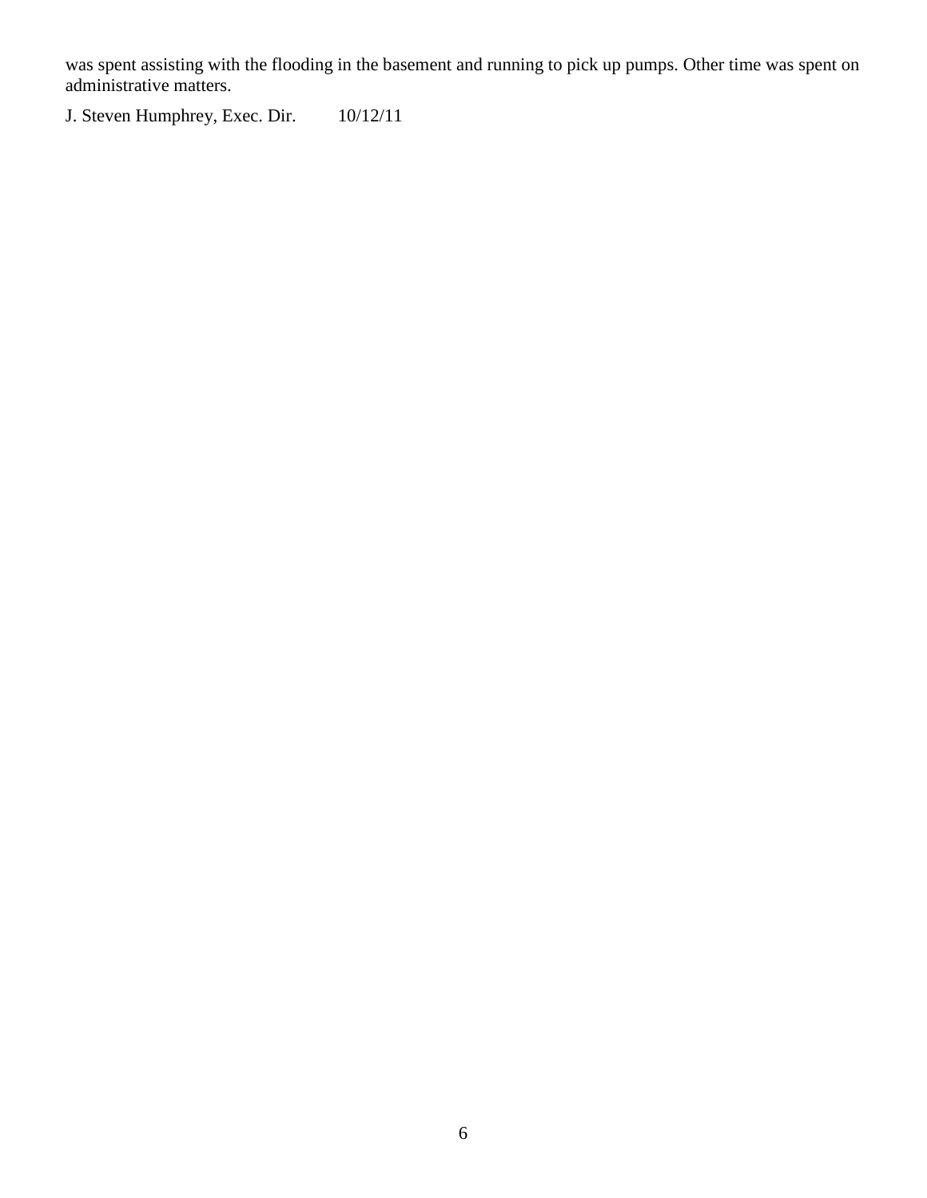was spent assisting with the flooding in the basement and running to pick up pumps. Other time was spent on administrative matters.

J. Steven Humphrey, Exec. Dir. 10/12/11